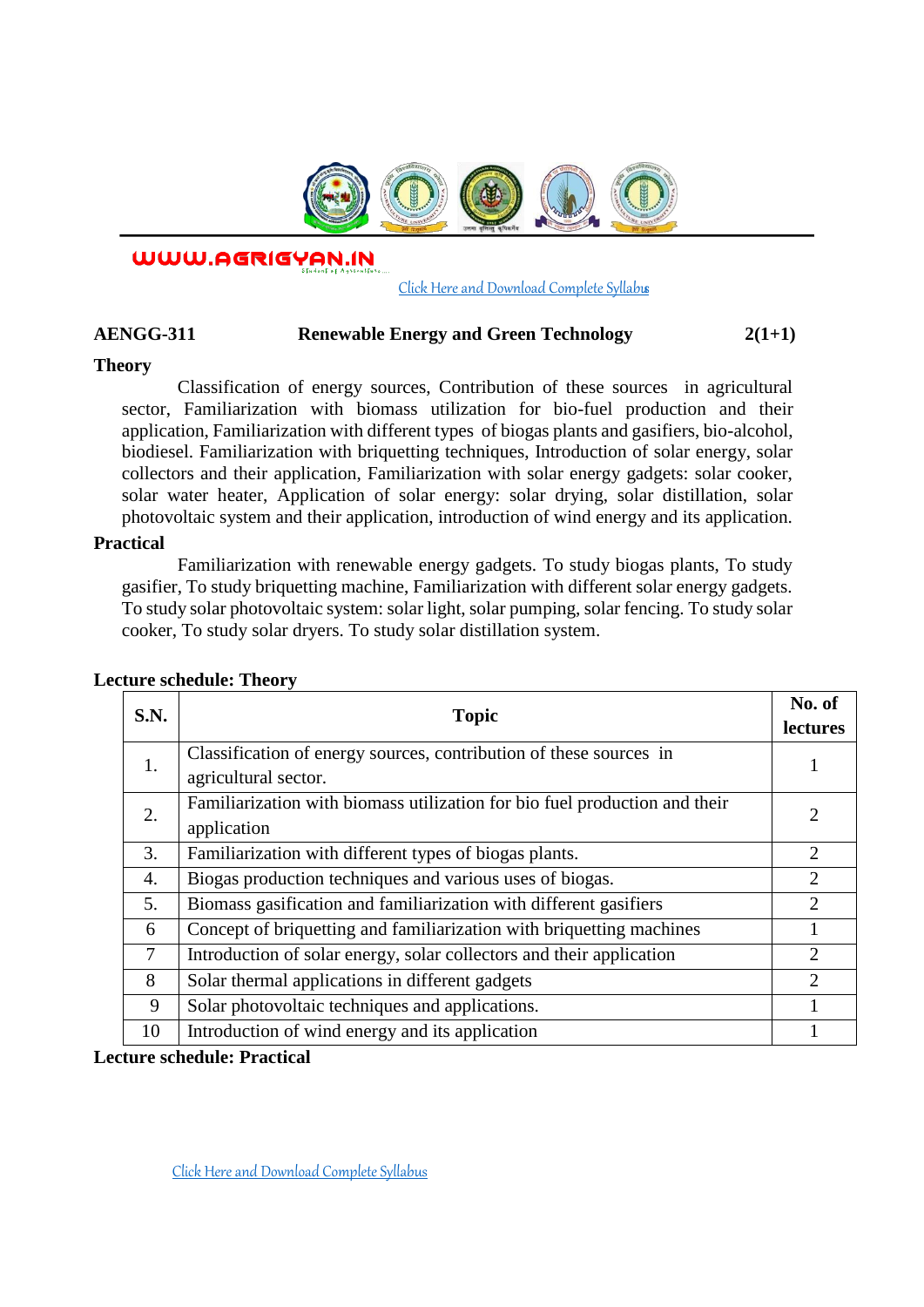WWW.AGRIGYAN.IN

Click Here and Download Complete Syllabus

**AENGG-311 Renewable Energy and Green Technology 2(1+1)**

**Theory**

Classification of energy sources, Contribution of these sources in agricultural sector, Familiarization with biomass utilization for bio-fuel production and their application, Familiarization with different types of biogas plants and gasifiers, bio-alcohol, biodiesel. Familiarization with briquetting techniques, Introduction of solar energy, solar collectors and their application, Familiarization with solar energy gadgets: solar cooker, solar water heater, Application of solar energy: solar drying, solar distillation, solar photovoltaic system and their application, introduction of wind energy and its application.

**Practical**

Familiarization with renewable energy gadgets. To study biogas plants, To study gasifier, To study briquetting machine, Familiarization with different solar energy gadgets. To study solar photovoltaic system: solar light, solar pumping, solar fencing. To study solar cooker, To study solar dryers. To study solar distillation system.

**Lecture schedule: Theory**

| S.N. | Topic | No. of lectures |
|---|---|---|
| 1. | Classification of energy sources, contribution of these sources in agricultural sector. | 1 |
| 2. | Familiarization with biomass utilization for bio fuel production and their application | 2 |
| 3. | Familiarization with different types of biogas plants. | 2 |
| 4. | Biogas production techniques and various uses of biogas. | 2 |
| 5. | Biomass gasification and familiarization with different gasifiers | 2 |
| 6 | Concept of briquetting and familiarization with briquetting machines | 1 |
| 7 | Introduction of solar energy, solar collectors and their application | 2 |
| 8 | Solar thermal applications in different gadgets | 2 |
| 9 | Solar photovoltaic techniques and applications. | 1 |
| 10 | Introduction of wind energy and its application | 1 |

**Lecture schedule: Practical**

Click Here and Download Complete Syllabus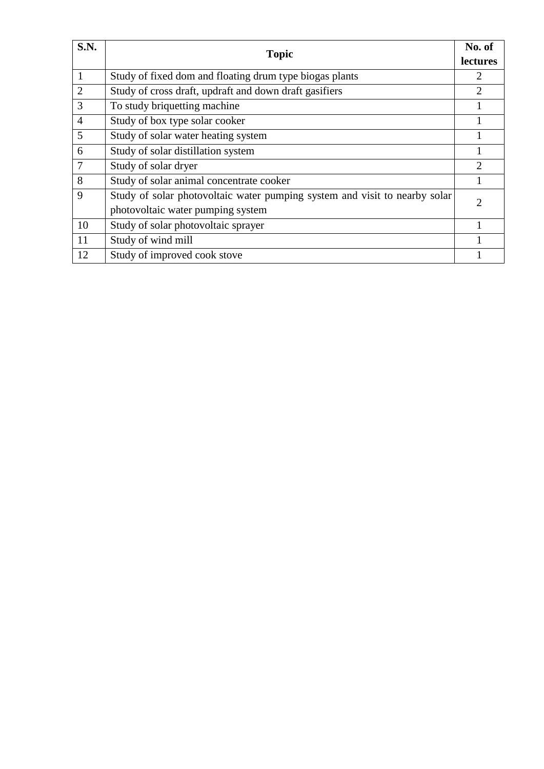| S.N. | Topic | No. of lectures |
|---|---|---|
| 1 | Study of fixed dom and floating drum type biogas plants | 2 |
| 2 | Study of cross draft, updraft and down draft gasifiers | 2 |
| 3 | To study briquetting machine | 1 |
| 4 | Study of box type solar cooker | 1 |
| 5 | Study of solar water heating system | 1 |
| 6 | Study of solar distillation system | 1 |
| 7 | Study of solar dryer | 2 |
| 8 | Study of solar animal concentrate cooker | 1 |
| 9 | Study of solar photovoltaic water pumping system and visit to nearby solar photovoltaic water pumping system | 2 |
| 10 | Study of solar photovoltaic sprayer | 1 |
| 11 | Study of wind mill | 1 |
| 12 | Study of improved cook stove | 1 |